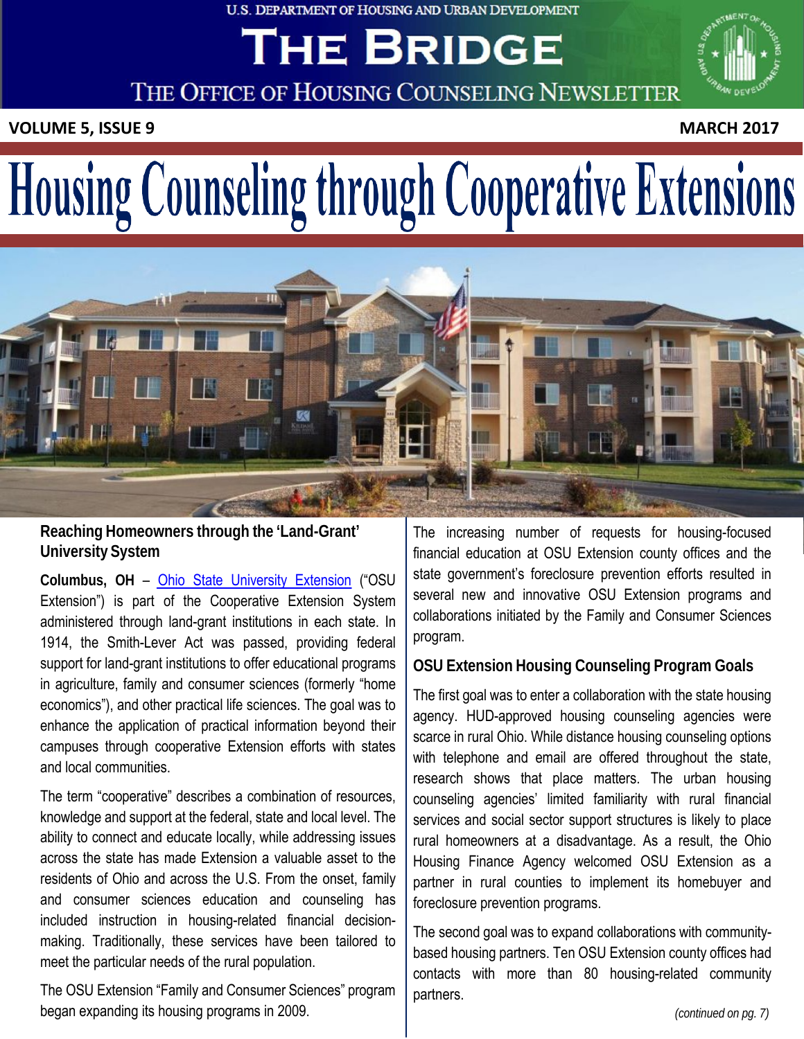U.S. DEPARTMENT OF HOUSING AND URBAN DEVELOPMENT

# THE BRIDGE

THE OFFICE OF HOUSING COUNSELING NEWSLETTER

**VOLUME 5, ISSUE 9** **MARCH 2017**

# Housing Counseling through Cooperative Extensions

## Reaching Homeowners through the 'Land-Grant' University System

**Columbus, OH** – Ohio State University Extension ("OSU Extension") is part of the Cooperative Extension System administered through land-grant institutions in each state. In 1914, the Smith-Lever Act was passed, providing federal support for land-grant institutions to offer educational programs in agriculture, family and consumer sciences (formerly "home economics"), and other practical life sciences. The goal was to enhance the application of practical information beyond their campuses through cooperative Extension efforts with states and local communities.

The term "cooperative" describes a combination of resources, knowledge and support at the federal, state and local level. The ability to connect and educate locally, while addressing issues across the state has made Extension a valuable asset to the residents of Ohio and across the U.S. From the onset, family and consumer sciences education and counseling has included instruction in housing-related financial decision-making. Traditionally, these services have been tailored to meet the particular needs of the rural population.

The OSU Extension "Family and Consumer Sciences" program began expanding its housing programs in 2009. The increasing number of requests for housing-focused financial education at OSU Extension county offices and the state government's foreclosure prevention efforts resulted in several new and innovative OSU Extension programs and collaborations initiated by the Family and Consumer Sciences program.

## OSU Extension Housing Counseling Program Goals

The first goal was to enter a collaboration with the state housing agency. HUD-approved housing counseling agencies were scarce in rural Ohio. While distance housing counseling options with telephone and email are offered throughout the state, research shows that place matters. The urban housing counseling agencies' limited familiarity with rural financial services and social sector support structures is likely to place rural homeowners at a disadvantage. As a result, the Ohio Housing Finance Agency welcomed OSU Extension as a partner in rural counties to implement its homebuyer and foreclosure prevention programs.

The second goal was to expand collaborations with community-based housing partners. Ten OSU Extension county offices had contacts with more than 80 housing-related community partners.

*(continued on pg. 7)*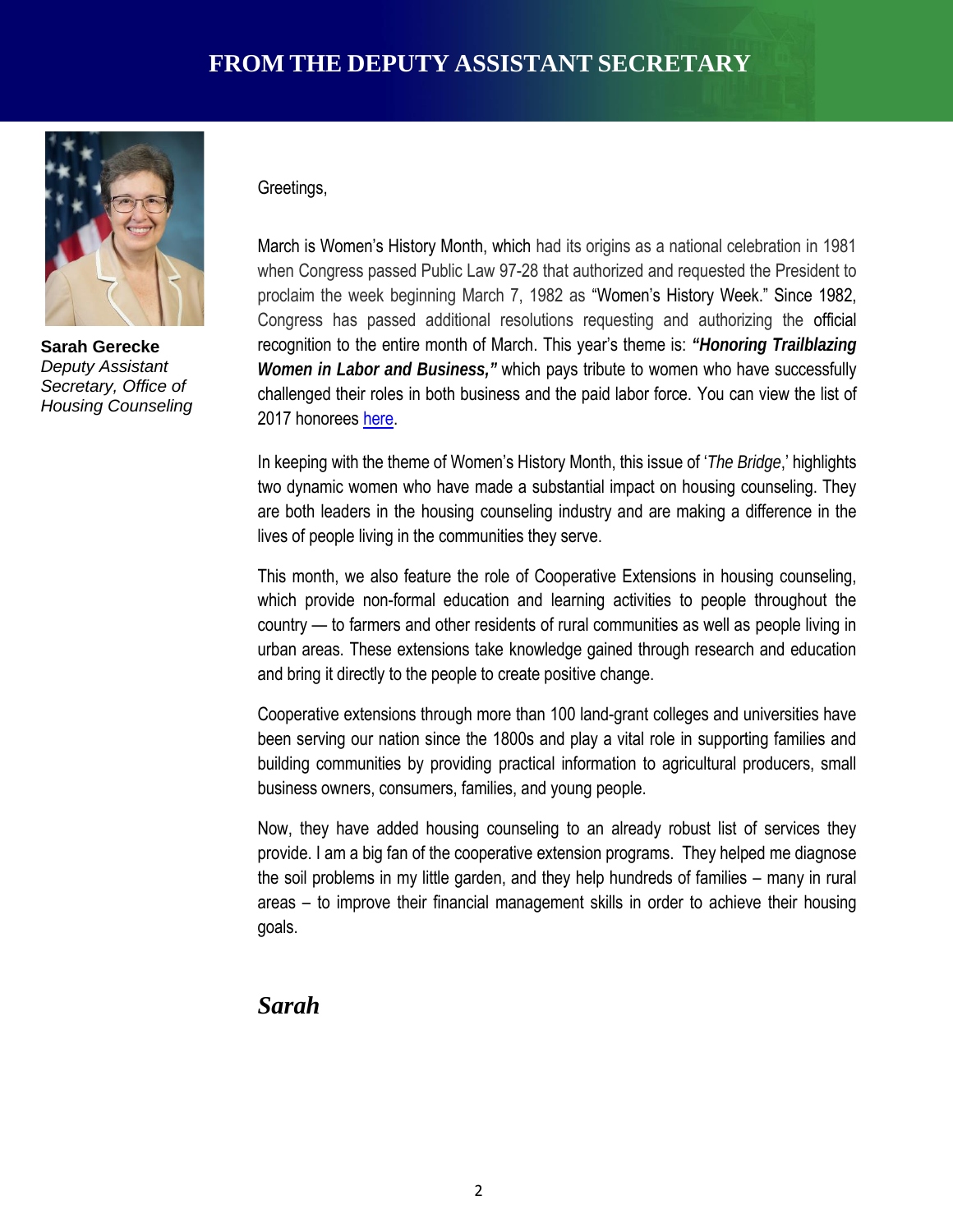# FROM THE DEPUTY ASSISTANT SECRETARY

**Sarah Gerecke**
*Deputy Assistant Secretary, Office of Housing Counseling*

Greetings,

March is Women's History Month, which had its origins as a national celebration in 1981 when Congress passed Public Law 97-28 that authorized and requested the President to proclaim the week beginning March 7, 1982 as "Women's History Week." Since 1982, Congress has passed additional resolutions requesting and authorizing the official recognition to the entire month of March. This year's theme is: ***"Honoring Trailblazing Women in Labor and Business,"*** which pays tribute to women who have successfully challenged their roles in both business and the paid labor force. You can view the list of 2017 honorees here.

In keeping with the theme of Women's History Month, this issue of '*The Bridge*,' highlights two dynamic women who have made a substantial impact on housing counseling. They are both leaders in the housing counseling industry and are making a difference in the lives of people living in the communities they serve.

This month, we also feature the role of Cooperative Extensions in housing counseling, which provide non-formal education and learning activities to people throughout the country — to farmers and other residents of rural communities as well as people living in urban areas. These extensions take knowledge gained through research and education and bring it directly to the people to create positive change.

Cooperative extensions through more than 100 land-grant colleges and universities have been serving our nation since the 1800s and play a vital role in supporting families and building communities by providing practical information to agricultural producers, small business owners, consumers, families, and young people.

Now, they have added housing counseling to an already robust list of services they provide. I am a big fan of the cooperative extension programs. They helped me diagnose the soil problems in my little garden, and they help hundreds of families – many in rural areas – to improve their financial management skills in order to achieve their housing goals.

***Sarah***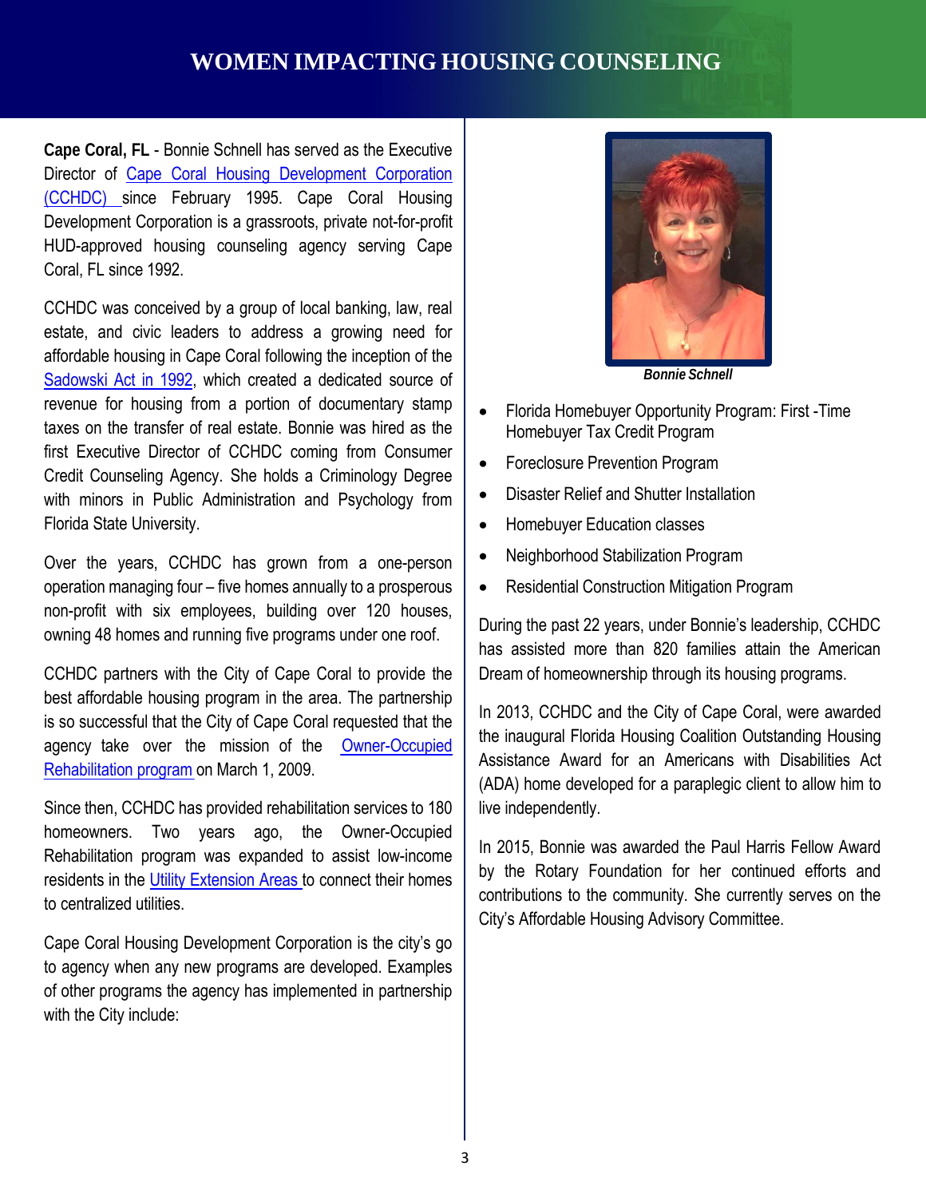# WOMEN IMPACTING HOUSING COUNSELING

**Cape Coral, FL** - Bonnie Schnell has served as the Executive Director of Cape Coral Housing Development Corporation (CCHDC) since February 1995. Cape Coral Housing Development Corporation is a grassroots, private not-for-profit HUD-approved housing counseling agency serving Cape Coral, FL since 1992.

CCHDC was conceived by a group of local banking, law, real estate, and civic leaders to address a growing need for affordable housing in Cape Coral following the inception of the Sadowski Act in 1992, which created a dedicated source of revenue for housing from a portion of documentary stamp taxes on the transfer of real estate. Bonnie was hired as the first Executive Director of CCHDC coming from Consumer Credit Counseling Agency. She holds a Criminology Degree with minors in Public Administration and Psychology from Florida State University.

Over the years, CCHDC has grown from a one-person operation managing four – five homes annually to a prosperous non-profit with six employees, building over 120 houses, owning 48 homes and running five programs under one roof.

CCHDC partners with the City of Cape Coral to provide the best affordable housing program in the area. The partnership is so successful that the City of Cape Coral requested that the agency take over the mission of the Owner-Occupied Rehabilitation program on March 1, 2009.

Since then, CCHDC has provided rehabilitation services to 180 homeowners. Two years ago, the Owner-Occupied Rehabilitation program was expanded to assist low-income residents in the Utility Extension Areas to connect their homes to centralized utilities.

Cape Coral Housing Development Corporation is the city's go to agency when any new programs are developed. Examples of other programs the agency has implemented in partnership with the City include:

*Bonnie Schnell*

- Florida Homebuyer Opportunity Program: First -Time Homebuyer Tax Credit Program
- Foreclosure Prevention Program
- Disaster Relief and Shutter Installation
- Homebuyer Education classes
- Neighborhood Stabilization Program
- Residential Construction Mitigation Program

During the past 22 years, under Bonnie's leadership, CCHDC has assisted more than 820 families attain the American Dream of homeownership through its housing programs.

In 2013, CCHDC and the City of Cape Coral, were awarded the inaugural Florida Housing Coalition Outstanding Housing Assistance Award for an Americans with Disabilities Act (ADA) home developed for a paraplegic client to allow him to live independently.

In 2015, Bonnie was awarded the Paul Harris Fellow Award by the Rotary Foundation for her continued efforts and contributions to the community. She currently serves on the City's Affordable Housing Advisory Committee.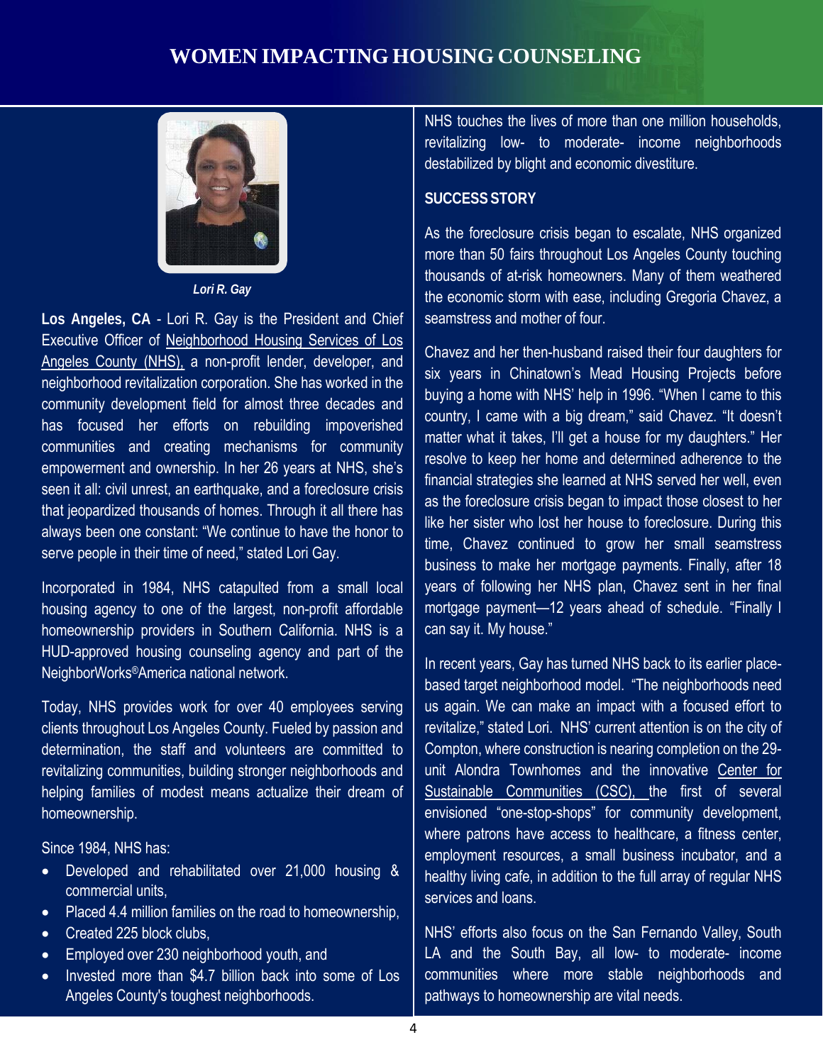# WOMEN IMPACTING HOUSING COUNSELING

*Lori R. Gay*

**Los Angeles, CA** - Lori R. Gay is the President and Chief Executive Officer of Neighborhood Housing Services of Los Angeles County (NHS), a non-profit lender, developer, and neighborhood revitalization corporation. She has worked in the community development field for almost three decades and has focused her efforts on rebuilding impoverished communities and creating mechanisms for community empowerment and ownership. In her 26 years at NHS, she's seen it all: civil unrest, an earthquake, and a foreclosure crisis that jeopardized thousands of homes. Through it all there has always been one constant: "We continue to have the honor to serve people in their time of need," stated Lori Gay.

Incorporated in 1984, NHS catapulted from a small local housing agency to one of the largest, non-profit affordable homeownership providers in Southern California. NHS is a HUD-approved housing counseling agency and part of the NeighborWorks®America national network.

Today, NHS provides work for over 40 employees serving clients throughout Los Angeles County. Fueled by passion and determination, the staff and volunteers are committed to revitalizing communities, building stronger neighborhoods and helping families of modest means actualize their dream of homeownership.

Since 1984, NHS has:

- Developed and rehabilitated over 21,000 housing & commercial units,
- Placed 4.4 million families on the road to homeownership,
- Created 225 block clubs,
- Employed over 230 neighborhood youth, and
- Invested more than $4.7 billion back into some of Los Angeles County's toughest neighborhoods.

NHS touches the lives of more than one million households, revitalizing low- to moderate- income neighborhoods destabilized by blight and economic divestiture.

### SUCCESS STORY

As the foreclosure crisis began to escalate, NHS organized more than 50 fairs throughout Los Angeles County touching thousands of at-risk homeowners. Many of them weathered the economic storm with ease, including Gregoria Chavez, a seamstress and mother of four.

Chavez and her then-husband raised their four daughters for six years in Chinatown's Mead Housing Projects before buying a home with NHS' help in 1996. "When I came to this country, I came with a big dream," said Chavez. "It doesn't matter what it takes, I'll get a house for my daughters." Her resolve to keep her home and determined adherence to the financial strategies she learned at NHS served her well, even as the foreclosure crisis began to impact those closest to her like her sister who lost her house to foreclosure. During this time, Chavez continued to grow her small seamstress business to make her mortgage payments. Finally, after 18 years of following her NHS plan, Chavez sent in her final mortgage payment—12 years ahead of schedule. "Finally I can say it. My house."

In recent years, Gay has turned NHS back to its earlier place-based target neighborhood model. "The neighborhoods need us again. We can make an impact with a focused effort to revitalize," stated Lori. NHS' current attention is on the city of Compton, where construction is nearing completion on the 29-unit Alondra Townhomes and the innovative Center for Sustainable Communities (CSC), the first of several envisioned "one-stop-shops" for community development, where patrons have access to healthcare, a fitness center, employment resources, a small business incubator, and a healthy living cafe, in addition to the full array of regular NHS services and loans.

NHS' efforts also focus on the San Fernando Valley, South LA and the South Bay, all low- to moderate- income communities where more stable neighborhoods and pathways to homeownership are vital needs.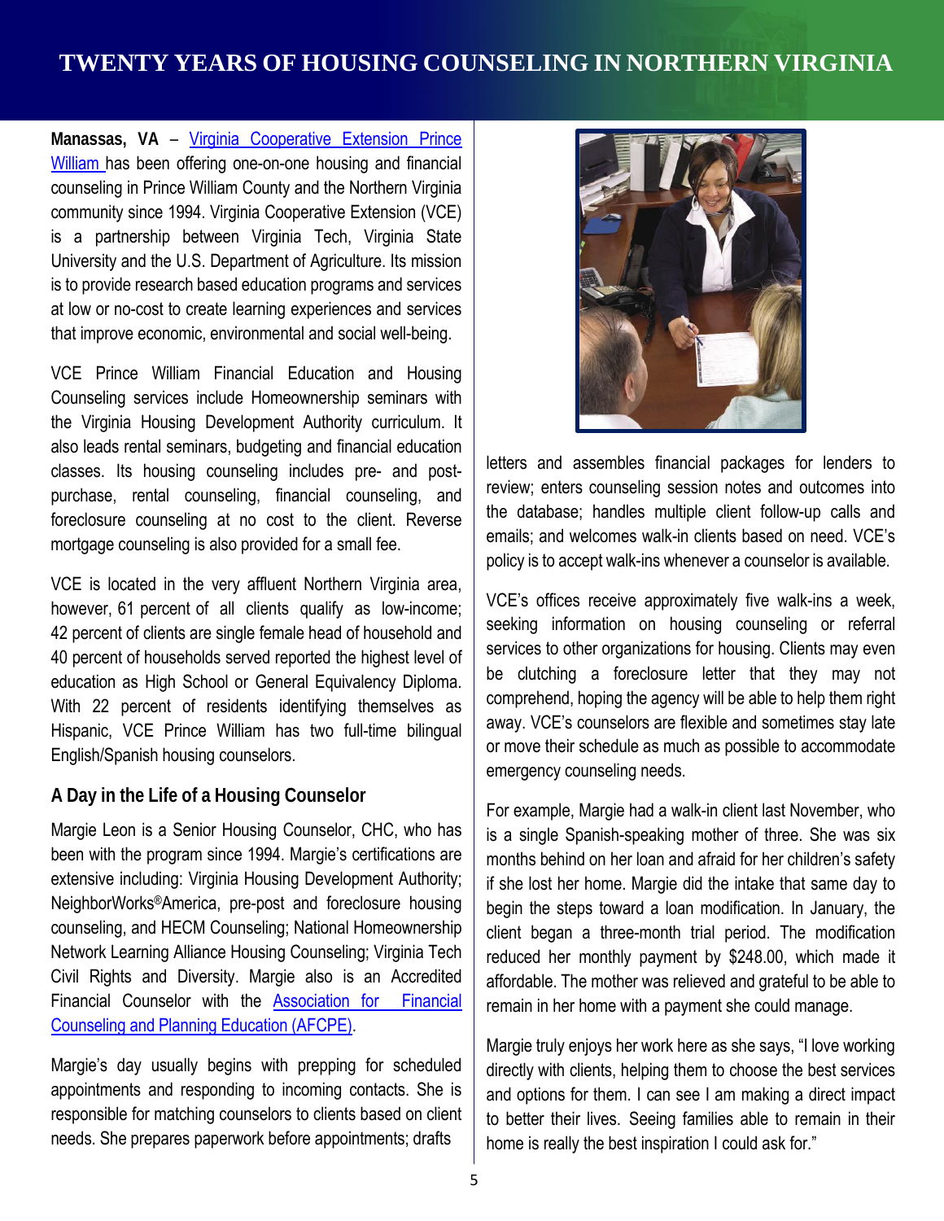# TWENTY YEARS OF HOUSING COUNSELING IN NORTHERN VIRGINIA

**Manassas, VA** – Virginia Cooperative Extension Prince William has been offering one-on-one housing and financial counseling in Prince William County and the Northern Virginia community since 1994. Virginia Cooperative Extension (VCE) is a partnership between Virginia Tech, Virginia State University and the U.S. Department of Agriculture. Its mission is to provide research based education programs and services at low or no-cost to create learning experiences and services that improve economic, environmental and social well-being.

VCE Prince William Financial Education and Housing Counseling services include Homeownership seminars with the Virginia Housing Development Authority curriculum. It also leads rental seminars, budgeting and financial education classes. Its housing counseling includes pre- and post-purchase, rental counseling, financial counseling, and foreclosure counseling at no cost to the client. Reverse mortgage counseling is also provided for a small fee.

VCE is located in the very affluent Northern Virginia area, however, 61 percent of all clients qualify as low-income; 42 percent of clients are single female head of household and 40 percent of households served reported the highest level of education as High School or General Equivalency Diploma. With 22 percent of residents identifying themselves as Hispanic, VCE Prince William has two full-time bilingual English/Spanish housing counselors.

## A Day in the Life of a Housing Counselor

Margie Leon is a Senior Housing Counselor, CHC, who has been with the program since 1994. Margie's certifications are extensive including: Virginia Housing Development Authority; NeighborWorks®America, pre-post and foreclosure housing counseling, and HECM Counseling; National Homeownership Network Learning Alliance Housing Counseling; Virginia Tech Civil Rights and Diversity. Margie also is an Accredited Financial Counselor with the Association for Financial Counseling and Planning Education (AFCPE).

Margie's day usually begins with prepping for scheduled appointments and responding to incoming contacts. She is responsible for matching counselors to clients based on client needs. She prepares paperwork before appointments; drafts letters and assembles financial packages for lenders to review; enters counseling session notes and outcomes into the database; handles multiple client follow-up calls and emails; and welcomes walk-in clients based on need. VCE's policy is to accept walk-ins whenever a counselor is available.

VCE's offices receive approximately five walk-ins a week, seeking information on housing counseling or referral services to other organizations for housing. Clients may even be clutching a foreclosure letter that they may not comprehend, hoping the agency will be able to help them right away. VCE's counselors are flexible and sometimes stay late or move their schedule as much as possible to accommodate emergency counseling needs.

For example, Margie had a walk-in client last November, who is a single Spanish-speaking mother of three. She was six months behind on her loan and afraid for her children's safety if she lost her home. Margie did the intake that same day to begin the steps toward a loan modification. In January, the client began a three-month trial period. The modification reduced her monthly payment by $248.00, which made it affordable. The mother was relieved and grateful to be able to remain in her home with a payment she could manage.

Margie truly enjoys her work here as she says, "I love working directly with clients, helping them to choose the best services and options for them. I can see I am making a direct impact to better their lives. Seeing families able to remain in their home is really the best inspiration I could ask for."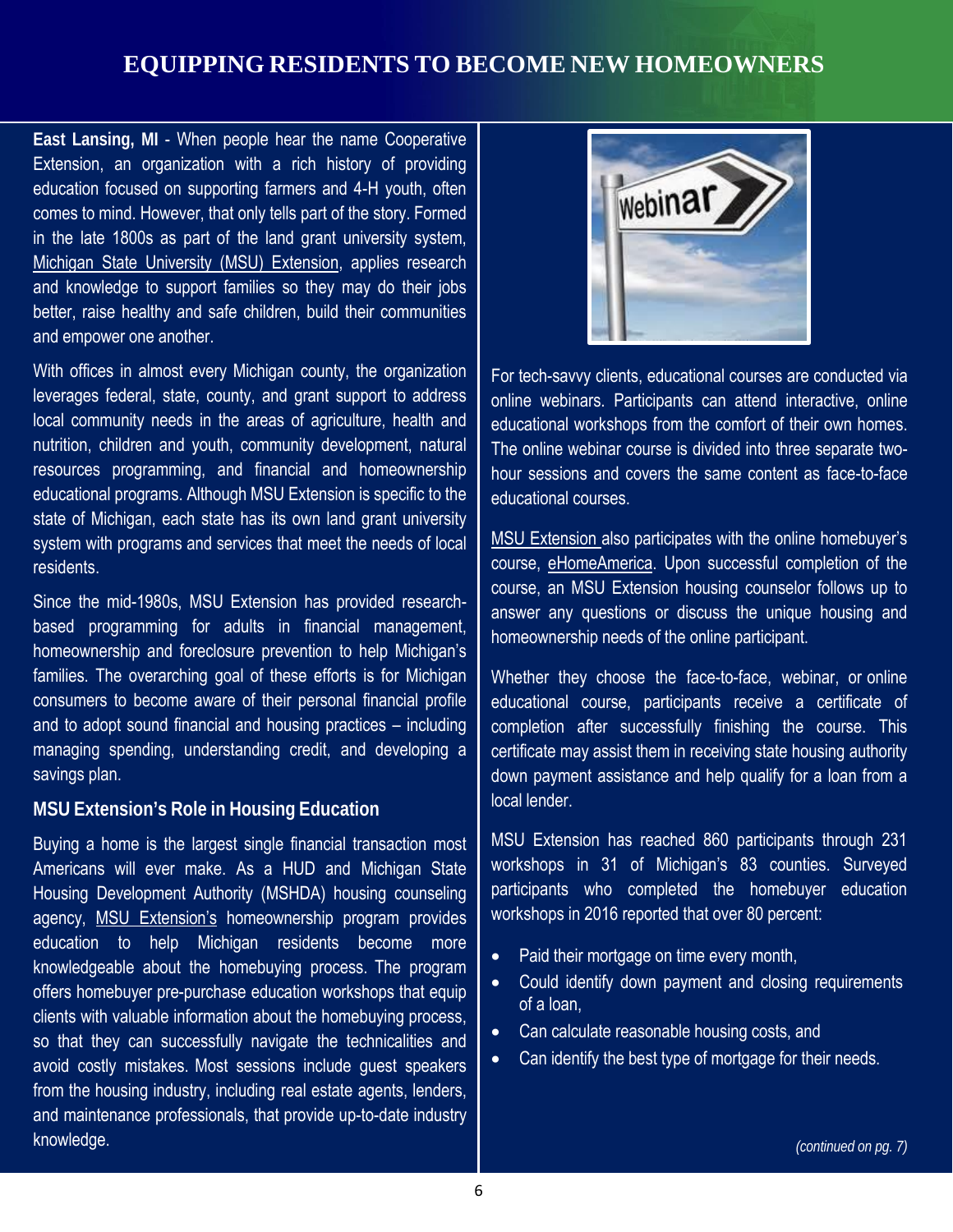# EQUIPPING RESIDENTS TO BECOME NEW HOMEOWNERS

**East Lansing, MI** - When people hear the name Cooperative Extension, an organization with a rich history of providing education focused on supporting farmers and 4-H youth, often comes to mind. However, that only tells part of the story. Formed in the late 1800s as part of the land grant university system, Michigan State University (MSU) Extension, applies research and knowledge to support families so they may do their jobs better, raise healthy and safe children, build their communities and empower one another.

With offices in almost every Michigan county, the organization leverages federal, state, county, and grant support to address local community needs in the areas of agriculture, health and nutrition, children and youth, community development, natural resources programming, and financial and homeownership educational programs. Although MSU Extension is specific to the state of Michigan, each state has its own land grant university system with programs and services that meet the needs of local residents.

Since the mid-1980s, MSU Extension has provided research-based programming for adults in financial management, homeownership and foreclosure prevention to help Michigan's families. The overarching goal of these efforts is for Michigan consumers to become aware of their personal financial profile and to adopt sound financial and housing practices – including managing spending, understanding credit, and developing a savings plan.

## MSU Extension's Role in Housing Education

Buying a home is the largest single financial transaction most Americans will ever make. As a HUD and Michigan State Housing Development Authority (MSHDA) housing counseling agency, MSU Extension's homeownership program provides education to help Michigan residents become more knowledgeable about the homebuying process. The program offers homebuyer pre-purchase education workshops that equip clients with valuable information about the homebuying process, so that they can successfully navigate the technicalities and avoid costly mistakes. Most sessions include guest speakers from the housing industry, including real estate agents, lenders, and maintenance professionals, that provide up-to-date industry knowledge.

For tech-savvy clients, educational courses are conducted via online webinars. Participants can attend interactive, online educational workshops from the comfort of their own homes. The online webinar course is divided into three separate two-hour sessions and covers the same content as face-to-face educational courses.

MSU Extension also participates with the online homebuyer's course, eHomeAmerica. Upon successful completion of the course, an MSU Extension housing counselor follows up to answer any questions or discuss the unique housing and homeownership needs of the online participant.

Whether they choose the face-to-face, webinar, or online educational course, participants receive a certificate of completion after successfully finishing the course. This certificate may assist them in receiving state housing authority down payment assistance and help qualify for a loan from a local lender.

MSU Extension has reached 860 participants through 231 workshops in 31 of Michigan's 83 counties. Surveyed participants who completed the homebuyer education workshops in 2016 reported that over 80 percent:

- Paid their mortgage on time every month,
- Could identify down payment and closing requirements of a loan,
- Can calculate reasonable housing costs, and
- Can identify the best type of mortgage for their needs.

*(continued on pg. 7)*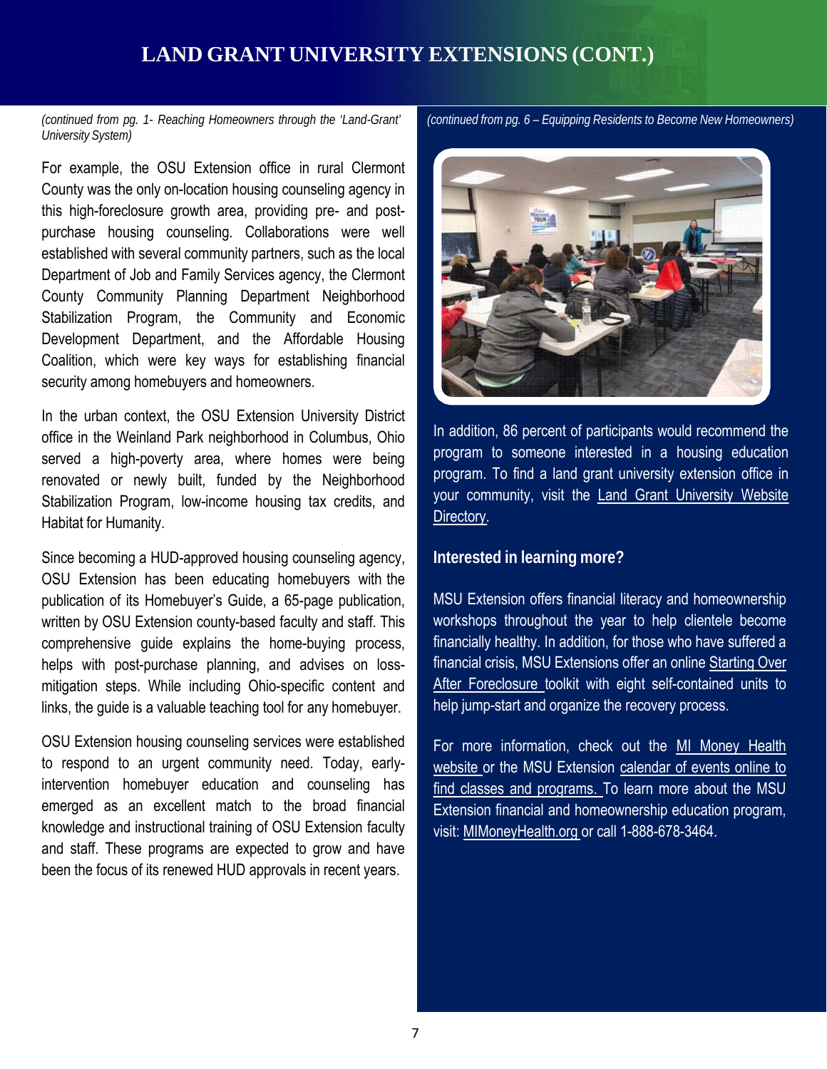# LAND GRANT UNIVERSITY EXTENSIONS (CONT.)

*(continued from pg. 1- Reaching Homeowners through the 'Land-Grant' University System)*

For example, the OSU Extension office in rural Clermont County was the only on-location housing counseling agency in this high-foreclosure growth area, providing pre- and post-purchase housing counseling. Collaborations were well established with several community partners, such as the local Department of Job and Family Services agency, the Clermont County Community Planning Department Neighborhood Stabilization Program, the Community and Economic Development Department, and the Affordable Housing Coalition, which were key ways for establishing financial security among homebuyers and homeowners.

In the urban context, the OSU Extension University District office in the Weinland Park neighborhood in Columbus, Ohio served a high-poverty area, where homes were being renovated or newly built, funded by the Neighborhood Stabilization Program, low-income housing tax credits, and Habitat for Humanity.

Since becoming a HUD-approved housing counseling agency, OSU Extension has been educating homebuyers with the publication of its Homebuyer's Guide, a 65-page publication, written by OSU Extension county-based faculty and staff. This comprehensive guide explains the home-buying process, helps with post-purchase planning, and advises on loss-mitigation steps. While including Ohio-specific content and links, the guide is a valuable teaching tool for any homebuyer.

OSU Extension housing counseling services were established to respond to an urgent community need. Today, early-intervention homebuyer education and counseling has emerged as an excellent match to the broad financial knowledge and instructional training of OSU Extension faculty and staff. These programs are expected to grow and have been the focus of its renewed HUD approvals in recent years.

*(continued from pg. 6 – Equipping Residents to Become New Homeowners)*

In addition, 86 percent of participants would recommend the program to someone interested in a housing education program. To find a land grant university extension office in your community, visit the Land Grant University Website Directory.

**Interested in learning more?**

MSU Extension offers financial literacy and homeownership workshops throughout the year to help clientele become financially healthy. In addition, for those who have suffered a financial crisis, MSU Extensions offer an online Starting Over After Foreclosure toolkit with eight self-contained units to help jump-start and organize the recovery process.

For more information, check out the MI Money Health website or the MSU Extension calendar of events online to find classes and programs. To learn more about the MSU Extension financial and homeownership education program, visit: MIMoneyHealth.org or call 1-888-678-3464.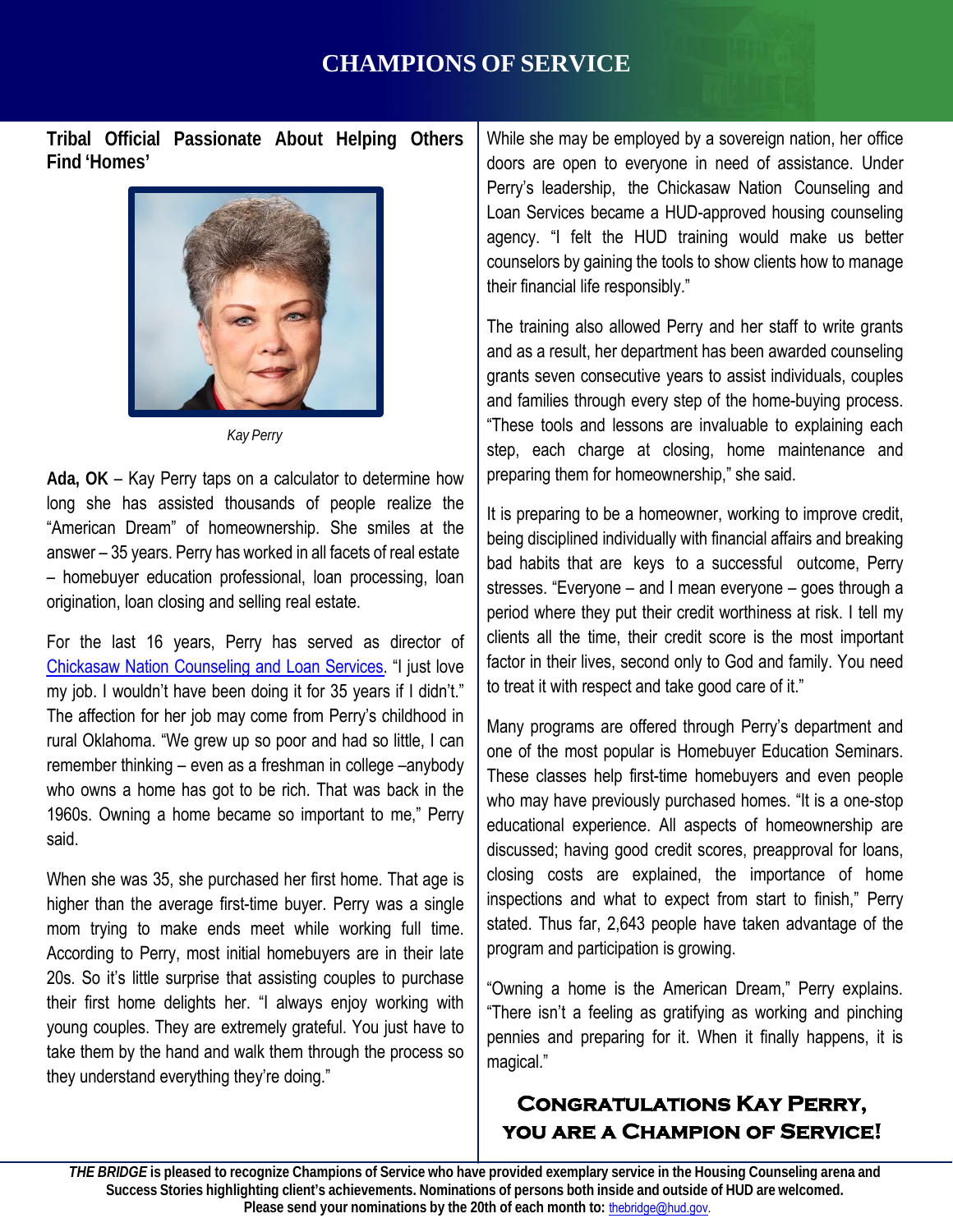# CHAMPIONS OF SERVICE

## Tribal Official Passionate About Helping Others Find 'Homes'

*Kay Perry*

**Ada, OK** – Kay Perry taps on a calculator to determine how long she has assisted thousands of people realize the "American Dream" of homeownership. She smiles at the answer – 35 years. Perry has worked in all facets of real estate – homebuyer education professional, loan processing, loan origination, loan closing and selling real estate.

For the last 16 years, Perry has served as director of Chickasaw Nation Counseling and Loan Services. "I just love my job. I wouldn't have been doing it for 35 years if I didn't." The affection for her job may come from Perry's childhood in rural Oklahoma. "We grew up so poor and had so little, I can remember thinking – even as a freshman in college –anybody who owns a home has got to be rich. That was back in the 1960s. Owning a home became so important to me," Perry said.

When she was 35, she purchased her first home. That age is higher than the average first-time buyer. Perry was a single mom trying to make ends meet while working full time. According to Perry, most initial homebuyers are in their late 20s. So it's little surprise that assisting couples to purchase their first home delights her. "I always enjoy working with young couples. They are extremely grateful. You just have to take them by the hand and walk them through the process so they understand everything they're doing."

While she may be employed by a sovereign nation, her office doors are open to everyone in need of assistance. Under Perry's leadership, the Chickasaw Nation Counseling and Loan Services became a HUD-approved housing counseling agency. "I felt the HUD training would make us better counselors by gaining the tools to show clients how to manage their financial life responsibly."

The training also allowed Perry and her staff to write grants and as a result, her department has been awarded counseling grants seven consecutive years to assist individuals, couples and families through every step of the home-buying process. "These tools and lessons are invaluable to explaining each step, each charge at closing, home maintenance and preparing them for homeownership," she said.

It is preparing to be a homeowner, working to improve credit, being disciplined individually with financial affairs and breaking bad habits that are keys to a successful outcome, Perry stresses. "Everyone – and I mean everyone – goes through a period where they put their credit worthiness at risk. I tell my clients all the time, their credit score is the most important factor in their lives, second only to God and family. You need to treat it with respect and take good care of it."

Many programs are offered through Perry's department and one of the most popular is Homebuyer Education Seminars. These classes help first-time homebuyers and even people who may have previously purchased homes. "It is a one-stop educational experience. All aspects of homeownership are discussed; having good credit scores, preapproval for loans, closing costs are explained, the importance of home inspections and what to expect from start to finish," Perry stated. Thus far, 2,643 people have taken advantage of the program and participation is growing.

"Owning a home is the American Dream," Perry explains. "There isn't a feeling as gratifying as working and pinching pennies and preparing for it. When it finally happens, it is magical."

**CONGRATULATIONS KAY PERRY, YOU ARE A CHAMPION OF SERVICE!**

***THE BRIDGE* is pleased to recognize Champions of Service who have provided exemplary service in the Housing Counseling arena and Success Stories highlighting client's achievements. Nominations of persons both inside and outside of HUD are welcomed. Please send your nominations by the 20th of each month to:** thebridge@hud.gov.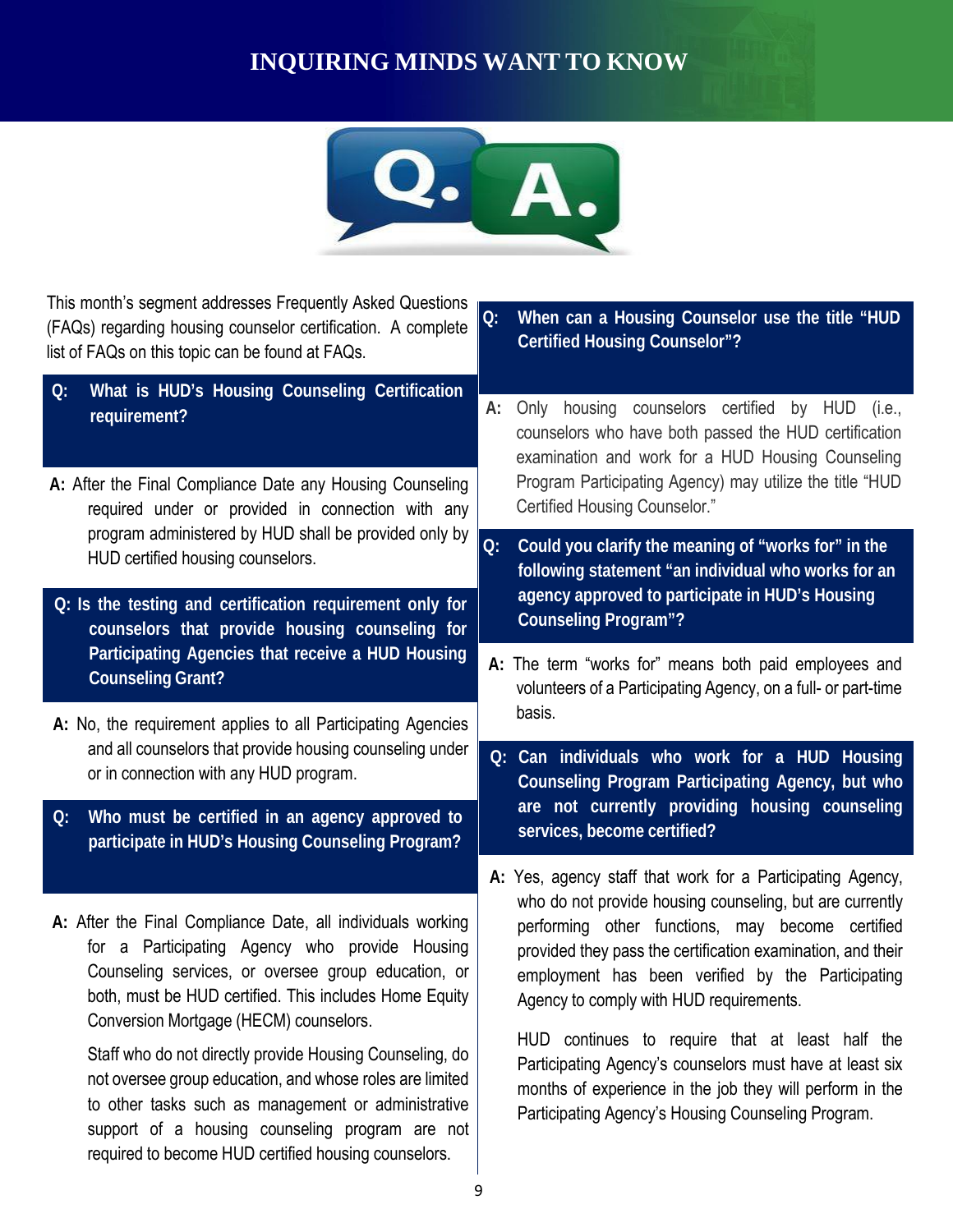# INQUIRING MINDS WANT TO KNOW

This month's segment addresses Frequently Asked Questions (FAQs) regarding housing counselor certification. A complete list of FAQs on this topic can be found at FAQs.

**Q: What is HUD's Housing Counseling Certification requirement?**

**A:** After the Final Compliance Date any Housing Counseling required under or provided in connection with any program administered by HUD shall be provided only by HUD certified housing counselors.

**Q: Is the testing and certification requirement only for counselors that provide housing counseling for Participating Agencies that receive a HUD Housing Counseling Grant?**

**A:** No, the requirement applies to all Participating Agencies and all counselors that provide housing counseling under or in connection with any HUD program.

**Q: Who must be certified in an agency approved to participate in HUD's Housing Counseling Program?**

**A:** After the Final Compliance Date, all individuals working for a Participating Agency who provide Housing Counseling services, or oversee group education, or both, must be HUD certified. This includes Home Equity Conversion Mortgage (HECM) counselors.

Staff who do not directly provide Housing Counseling, do not oversee group education, and whose roles are limited to other tasks such as management or administrative support of a housing counseling program are not required to become HUD certified housing counselors.

**Q: When can a Housing Counselor use the title "HUD Certified Housing Counselor"?**

**A:** Only housing counselors certified by HUD (i.e., counselors who have both passed the HUD certification examination and work for a HUD Housing Counseling Program Participating Agency) may utilize the title "HUD Certified Housing Counselor."

**Q: Could you clarify the meaning of "works for" in the following statement "an individual who works for an agency approved to participate in HUD's Housing Counseling Program"?**

**A:** The term "works for" means both paid employees and volunteers of a Participating Agency, on a full- or part-time basis.

**Q: Can individuals who work for a HUD Housing Counseling Program Participating Agency, but who are not currently providing housing counseling services, become certified?**

**A:** Yes, agency staff that work for a Participating Agency, who do not provide housing counseling, but are currently performing other functions, may become certified provided they pass the certification examination, and their employment has been verified by the Participating Agency to comply with HUD requirements.

HUD continues to require that at least half the Participating Agency's counselors must have at least six months of experience in the job they will perform in the Participating Agency's Housing Counseling Program.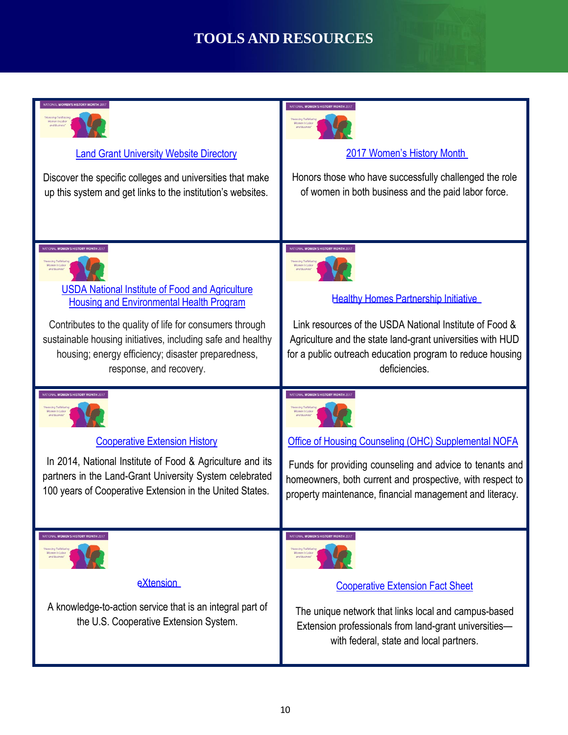# TOOLS AND RESOURCES

**Land Grant University Website Directory**

Discover the specific colleges and universities that make up this system and get links to the institution's websites.

**2017 Women's History Month**

Honors those who have successfully challenged the role of women in both business and the paid labor force.

**USDA National Institute of Food and Agriculture Housing and Environmental Health Program**

Contributes to the quality of life for consumers through sustainable housing initiatives, including safe and healthy housing; energy efficiency; disaster preparedness, response, and recovery.

**Healthy Homes Partnership Initiative**

Link resources of the USDA National Institute of Food & Agriculture and the state land-grant universities with HUD for a public outreach education program to reduce housing deficiencies.

**Cooperative Extension History**

In 2014, National Institute of Food & Agriculture and its partners in the Land-Grant University System celebrated 100 years of Cooperative Extension in the United States.

**Office of Housing Counseling (OHC) Supplemental NOFA**

Funds for providing counseling and advice to tenants and homeowners, both current and prospective, with respect to property maintenance, financial management and literacy.

**eXtension**

A knowledge-to-action service that is an integral part of the U.S. Cooperative Extension System.

**Cooperative Extension Fact Sheet**

The unique network that links local and campus-based Extension professionals from land-grant universities—with federal, state and local partners.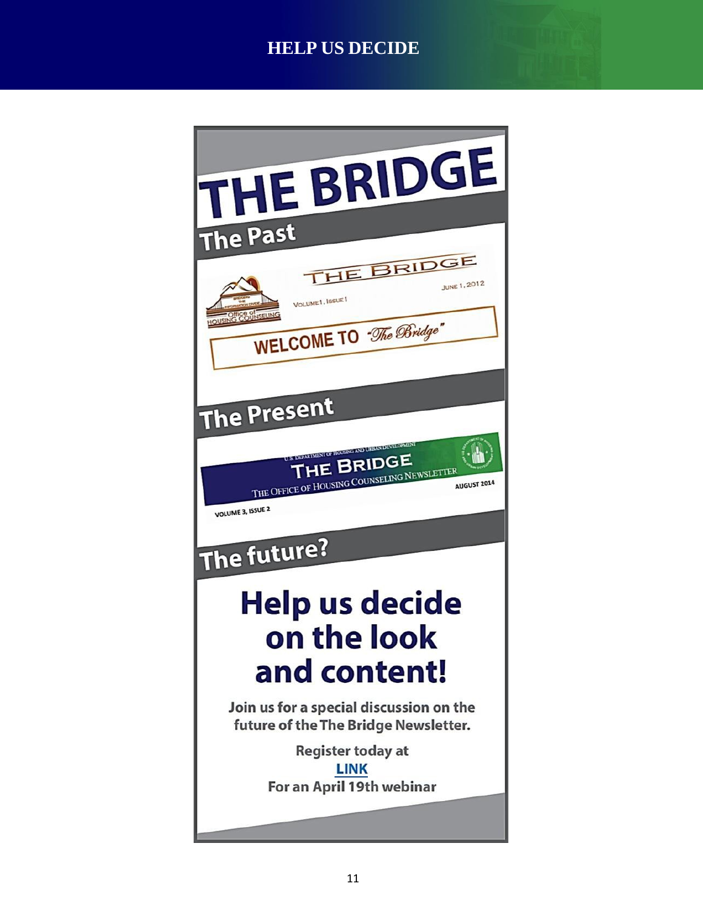# HELP US DECIDE

# THE BRIDGE

## The Past

THE BRIDGE

VOLUME 1, ISSUE 1

JUNE 1, 2012

Office of HOUSING COUNSELING

WELCOME TO "The Bridge"

## The Present

U.S. DEPARTMENT OF HOUSING AND URBAN DEVELOPMENT

THE BRIDGE

THE OFFICE OF HOUSING COUNSELING NEWSLETTER

AUGUST 2014

VOLUME 3, ISSUE 2

## The future?

# Help us decide on the look and content!

**Join us for a special discussion on the future of the The Bridge Newsletter.**

**Register today at**
**LINK**
**For an April 19th webinar**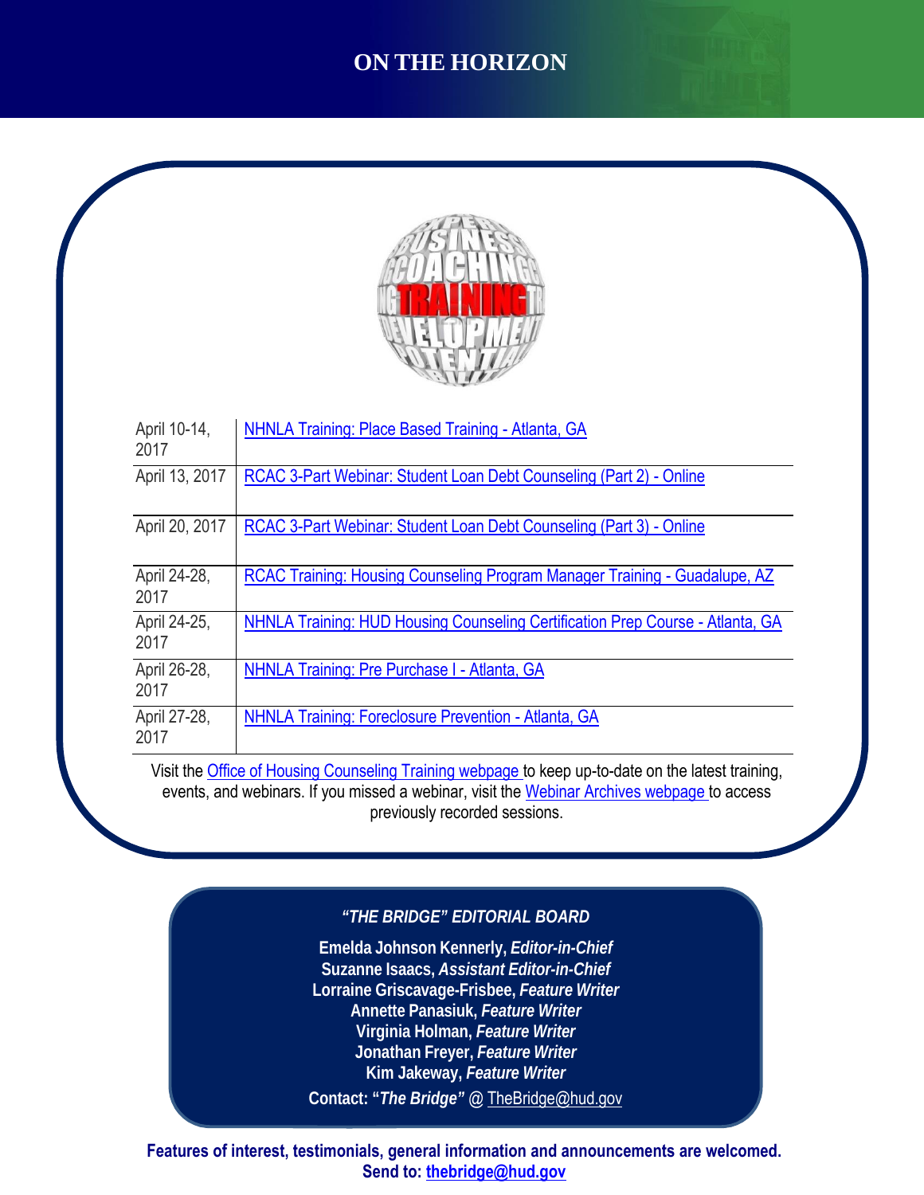# ON THE HORIZON

| | |
|---|---|
| April 10-14, 2017 | NHNLA Training: Place Based Training - Atlanta, GA |
| April 13, 2017 | RCAC 3-Part Webinar: Student Loan Debt Counseling (Part 2) - Online |
| April 20, 2017 | RCAC 3-Part Webinar: Student Loan Debt Counseling (Part 3) - Online |
| April 24-28, 2017 | RCAC Training: Housing Counseling Program Manager Training - Guadalupe, AZ |
| April 24-25, 2017 | NHNLA Training: HUD Housing Counseling Certification Prep Course - Atlanta, GA |
| April 26-28, 2017 | NHNLA Training: Pre Purchase I - Atlanta, GA |
| April 27-28, 2017 | NHNLA Training: Foreclosure Prevention - Atlanta, GA |

Visit the Office of Housing Counseling Training webpage to keep up-to-date on the latest training, events, and webinars. If you missed a webinar, visit the Webinar Archives webpage to access previously recorded sessions.

***"THE BRIDGE" EDITORIAL BOARD***

**Emelda Johnson Kennerly, *Editor-in-Chief***
**Suzanne Isaacs, *Assistant Editor-in-Chief***
**Lorraine Griscavage-Frisbee, *Feature Writer***
**Annette Panasiuk, *Feature Writer***
**Virginia Holman, *Feature Writer***
**Jonathan Freyer, *Feature Writer***
**Kim Jakeway, *Feature Writer***

**Contact: "*The Bridge*"** @ TheBridge@hud.gov

**Features of interest, testimonials, general information and announcements are welcomed.**
**Send to: thebridge@hud.gov**